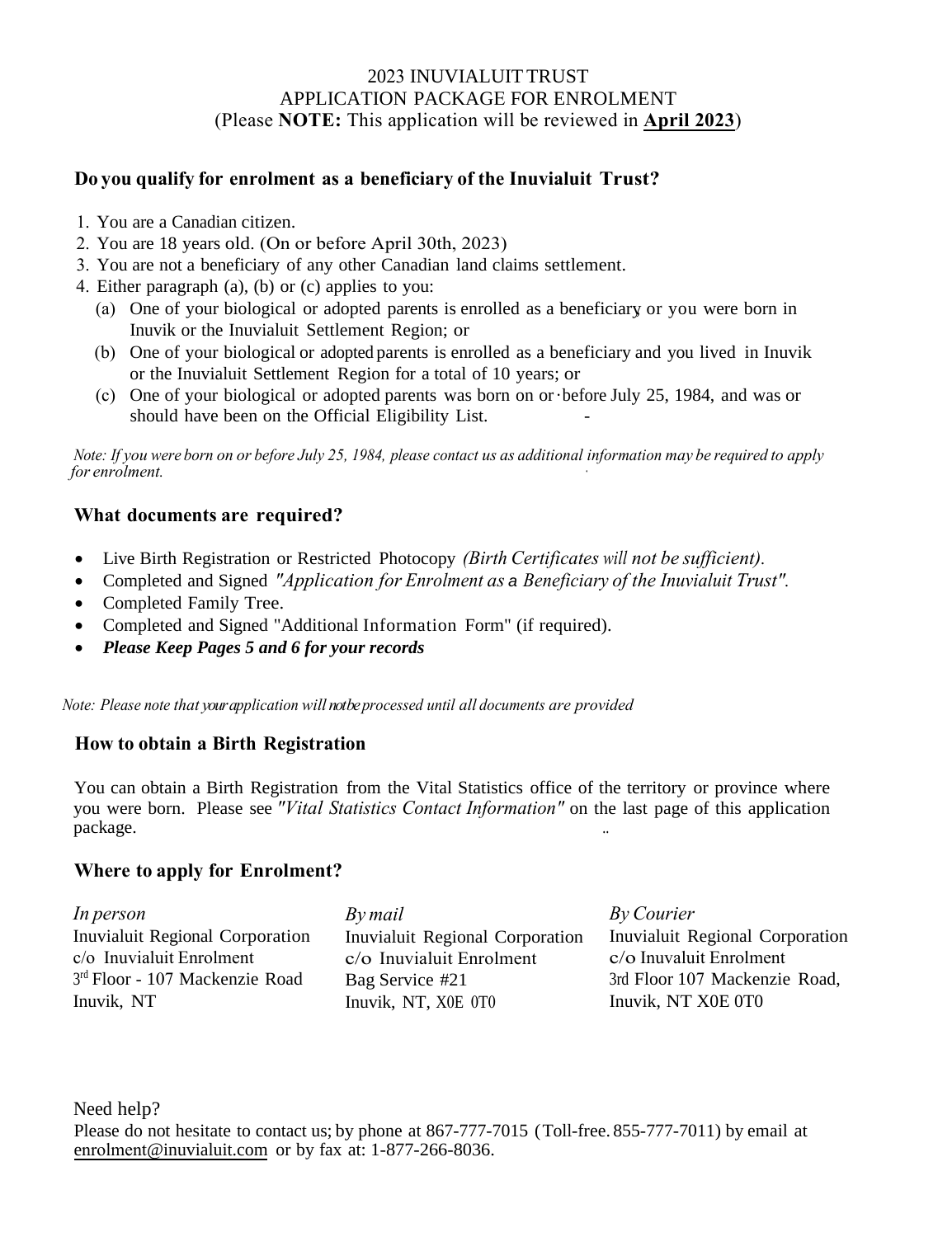# 2023 INUVIALUIT TRUST
# APPLICATION PACKAGE FOR ENROLMENT

(Please **NOTE:** This application will be reviewed in **April 2023**)

## Do you qualify for enrolment as a beneficiary of the Inuvialuit Trust?

1. You are a Canadian citizen.
2. You are 18 years old. (On or before April 30th, 2023)
3. You are not a beneficiary of any other Canadian land claims settlement.
4. Either paragraph (a), (b) or (c) applies to you:
   (a) One of your biological or adopted parents is enrolled as a beneficiary or you were born in Inuvik or the Inuvialuit Settlement Region; or
   (b) One of your biological or adopted parents is enrolled as a beneficiary and you lived in Inuvik or the Inuvialuit Settlement Region for a total of 10 years; or
   (c) One of your biological or adopted parents was born on or before July 25, 1984, and was or should have been on the Official Eligibility List.

*Note: If you were born on or before July 25, 1984, please contact us as additional information may be required to apply for enrolment.*

## What documents are required?

- Live Birth Registration or Restricted Photocopy *(Birth Certificates will not be sufficient).*
- Completed and Signed *"Application for Enrolment as a Beneficiary of the Inuvialuit Trust".*
- Completed Family Tree.
- Completed and Signed "Additional Information Form" (if required).
- ***Please Keep Pages 5 and 6 for your records***

*Note: Please note that your application will not be processed until all documents are provided*

## How to obtain a Birth Registration

You can obtain a Birth Registration from the Vital Statistics office of the territory or province where you were born. Please see *"Vital Statistics Contact Information"* on the last page of this application package.

## Where to apply for Enrolment?

*In person*
Inuvialuit Regional Corporation
c/o Inuvialuit Enrolment
3rd Floor - 107 Mackenzie Road
Inuvik, NT

*By mail*
Inuvialuit Regional Corporation
c/o Inuvialuit Enrolment
Bag Service #21
Inuvik, NT, X0E 0T0

*By Courier*
Inuvialuit Regional Corporation
c/o Inuvaluit Enrolment
3rd Floor 107 Mackenzie Road,
Inuvik, NT X0E 0T0

Need help?
Please do not hesitate to contact us; by phone at 867-777-7015 (Toll-free. 855-777-7011) by email at enrolment@inuvialuit.com or by fax at: 1-877-266-8036.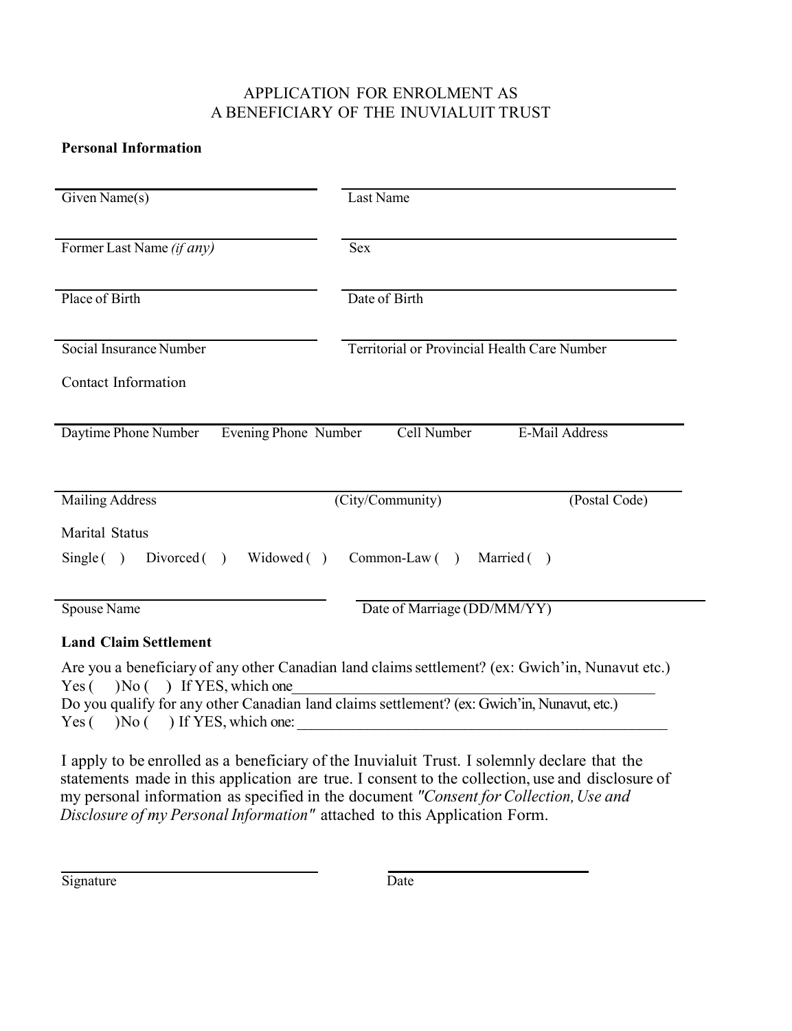APPLICATION FOR ENROLMENT AS
A BENEFICIARY OF THE INUVIALUIT TRUST

**Personal Information**

Given Name(s) ____________________ Last Name ____________________

Former Last Name *(if any)* ____________________ Sex ____________________

Place of Birth ____________________ Date of Birth ____________________

Social Insurance Number ____________________ Territorial or Provincial Health Care Number ____________________

Contact Information

Daytime Phone Number ____________ Evening Phone Number ____________ Cell Number ____________ E-Mail Address ____________

Mailing Address ____________ (City/Community) ____________ (Postal Code) ____________

Marital Status

Single ( ) Divorced ( ) Widowed ( ) Common-Law ( ) Married ( )

Spouse Name ____________________ Date of Marriage (DD/MM/YY) ____________________

**Land Claim Settlement**

Are you a beneficiary of any other Canadian land claims settlement? (ex: Gwich'in, Nunavut etc.)
Yes ( ) No ( ) If YES, which one________________________________________________

Do you qualify for any other Canadian land claims settlement? (ex: Gwich'in, Nunavut, etc.)
Yes ( ) No ( ) If YES, which one: ________________________________________________

I apply to be enrolled as a beneficiary of the Inuvialuit Trust. I solemnly declare that the statements made in this application are true. I consent to the collection, use and disclosure of my personal information as specified in the document *"Consent for Collection, Use and Disclosure of my Personal Information"* attached to this Application Form.

Signature ____________________ Date ____________________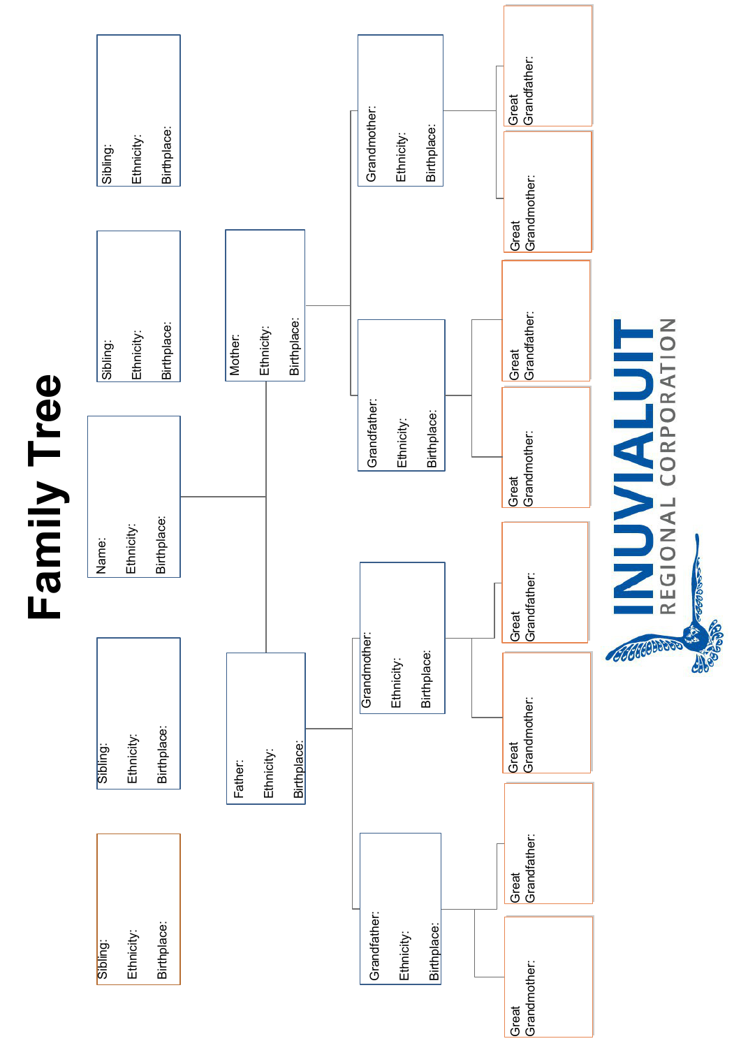# Family Tree

Sibling:
Ethnicity:
Birthplace:

Sibling:
Ethnicity:
Birthplace:

Name:
Ethnicity:
Birthplace:

Sibling:
Ethnicity:
Birthplace:

Sibling:
Ethnicity:
Birthplace:

Father:
Ethnicity:
Birthplace:

Mother:
Ethnicity:
Birthplace:

Grandfather:
Ethnicity:
Birthplace:

Grandmother:
Ethnicity:
Birthplace:

Grandfather:
Ethnicity:
Birthplace:

Grandmother:
Ethnicity:
Birthplace:

Great Grandmother:

Great Grandfather:

Great Grandmother:

Great Grandfather:

Great Grandmother:

Great Grandfather:

Great Grandmother:

Great Grandfather:

INUVIALUIT REGIONAL CORPORATION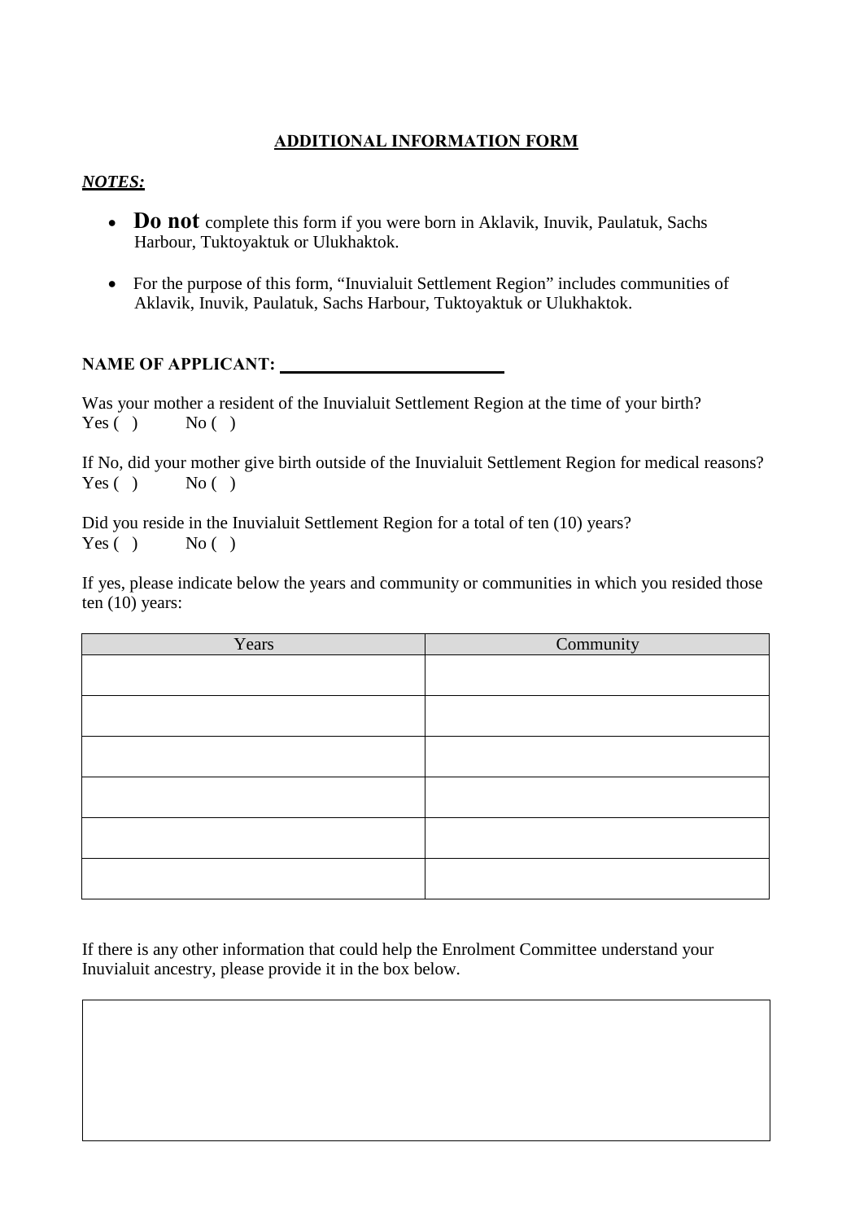# ADDITIONAL INFORMATION FORM

***NOTES:***

- **Do not** complete this form if you were born in Aklavik, Inuvik, Paulatuk, Sachs Harbour, Tuktoyaktuk or Ulukhaktok.
- For the purpose of this form, "Inuvialuit Settlement Region" includes communities of Aklavik, Inuvik, Paulatuk, Sachs Harbour, Tuktoyaktuk or Ulukhaktok.

**NAME OF APPLICANT:** ________________________

Was your mother a resident of the Inuvialuit Settlement Region at the time of your birth?
Yes ( )  No ( )

If No, did your mother give birth outside of the Inuvialuit Settlement Region for medical reasons?
Yes ( )  No ( )

Did you reside in the Inuvialuit Settlement Region for a total of ten (10) years?
Yes ( )  No ( )

If yes, please indicate below the years and community or communities in which you resided those ten (10) years:

| Years | Community |
| --- | --- |
| | |
| | |
| | |
| | |
| | |
| | |

If there is any other information that could help the Enrolment Committee understand your Inuvialuit ancestry, please provide it in the box below.

| |
| --- |
| |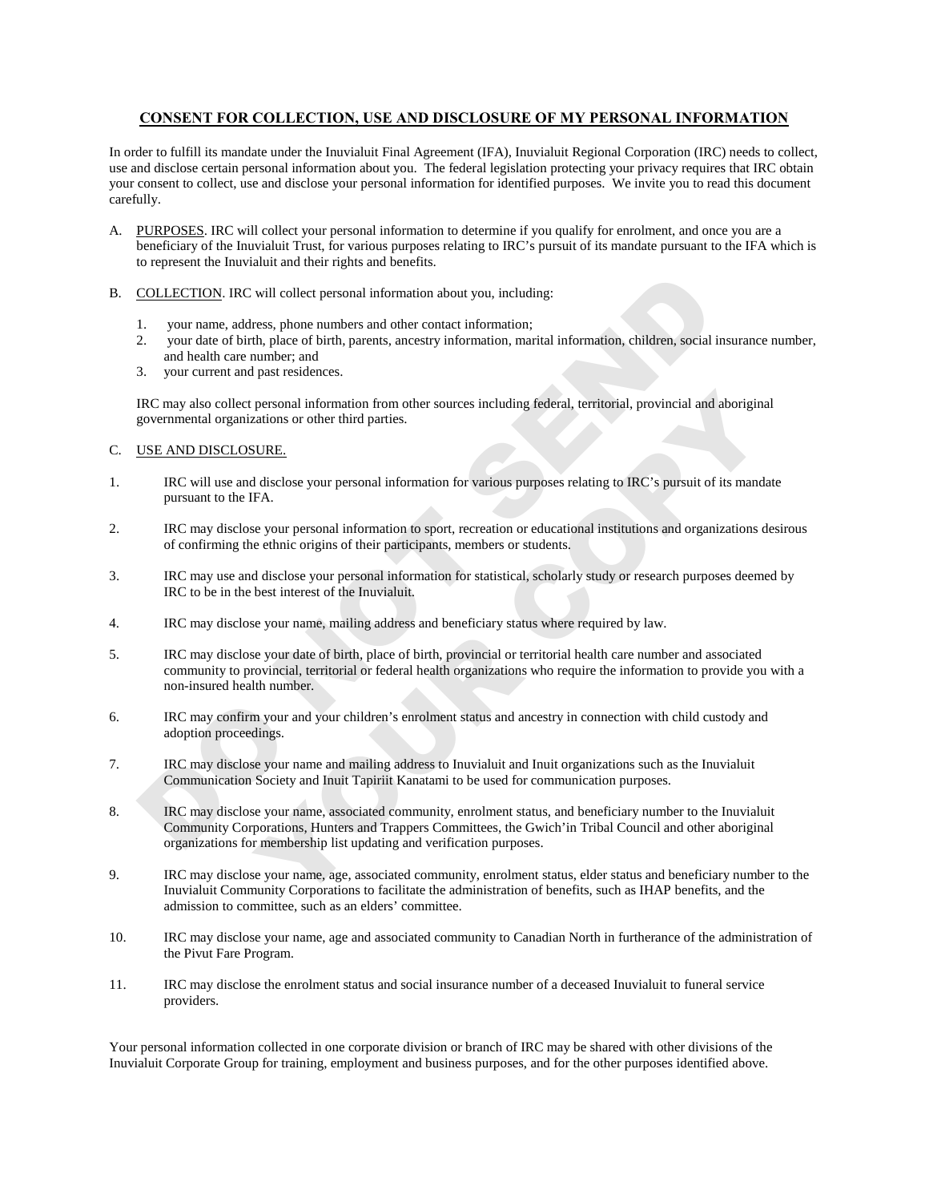## CONSENT FOR COLLECTION, USE AND DISCLOSURE OF MY PERSONAL INFORMATION

In order to fulfill its mandate under the Inuvialuit Final Agreement (IFA), Inuvialuit Regional Corporation (IRC) needs to collect, use and disclose certain personal information about you. The federal legislation protecting your privacy requires that IRC obtain your consent to collect, use and disclose your personal information for identified purposes. We invite you to read this document carefully.

A. PURPOSES. IRC will collect your personal information to determine if you qualify for enrolment, and once you are a beneficiary of the Inuvialuit Trust, for various purposes relating to IRC's pursuit of its mandate pursuant to the IFA which is to represent the Inuvialuit and their rights and benefits.

B. COLLECTION. IRC will collect personal information about you, including:

1. your name, address, phone numbers and other contact information;
2. your date of birth, place of birth, parents, ancestry information, marital information, children, social insurance number, and health care number; and
3. your current and past residences.

IRC may also collect personal information from other sources including federal, territorial, provincial and aboriginal governmental organizations or other third parties.

C. USE AND DISCLOSURE.

1. IRC will use and disclose your personal information for various purposes relating to IRC's pursuit of its mandate pursuant to the IFA.

2. IRC may disclose your personal information to sport, recreation or educational institutions and organizations desirous of confirming the ethnic origins of their participants, members or students.

3. IRC may use and disclose your personal information for statistical, scholarly study or research purposes deemed by IRC to be in the best interest of the Inuvialuit.

4. IRC may disclose your name, mailing address and beneficiary status where required by law.

5. IRC may disclose your date of birth, place of birth, provincial or territorial health care number and associated community to provincial, territorial or federal health organizations who require the information to provide you with a non-insured health number.

6. IRC may confirm your and your children's enrolment status and ancestry in connection with child custody and adoption proceedings.

7. IRC may disclose your name and mailing address to Inuvialuit and Inuit organizations such as the Inuvialuit Communication Society and Inuit Tapiriit Kanatami to be used for communication purposes.

8. IRC may disclose your name, associated community, enrolment status, and beneficiary number to the Inuvialuit Community Corporations, Hunters and Trappers Committees, the Gwich'in Tribal Council and other aboriginal organizations for membership list updating and verification purposes.

9. IRC may disclose your name, age, associated community, enrolment status, elder status and beneficiary number to the Inuvialuit Community Corporations to facilitate the administration of benefits, such as IHAP benefits, and the admission to committee, such as an elders' committee.

10. IRC may disclose your name, age and associated community to Canadian North in furtherance of the administration of the Pivut Fare Program.

11. IRC may disclose the enrolment status and social insurance number of a deceased Inuvialuit to funeral service providers.

Your personal information collected in one corporate division or branch of IRC may be shared with other divisions of the Inuvialuit Corporate Group for training, employment and business purposes, and for the other purposes identified above.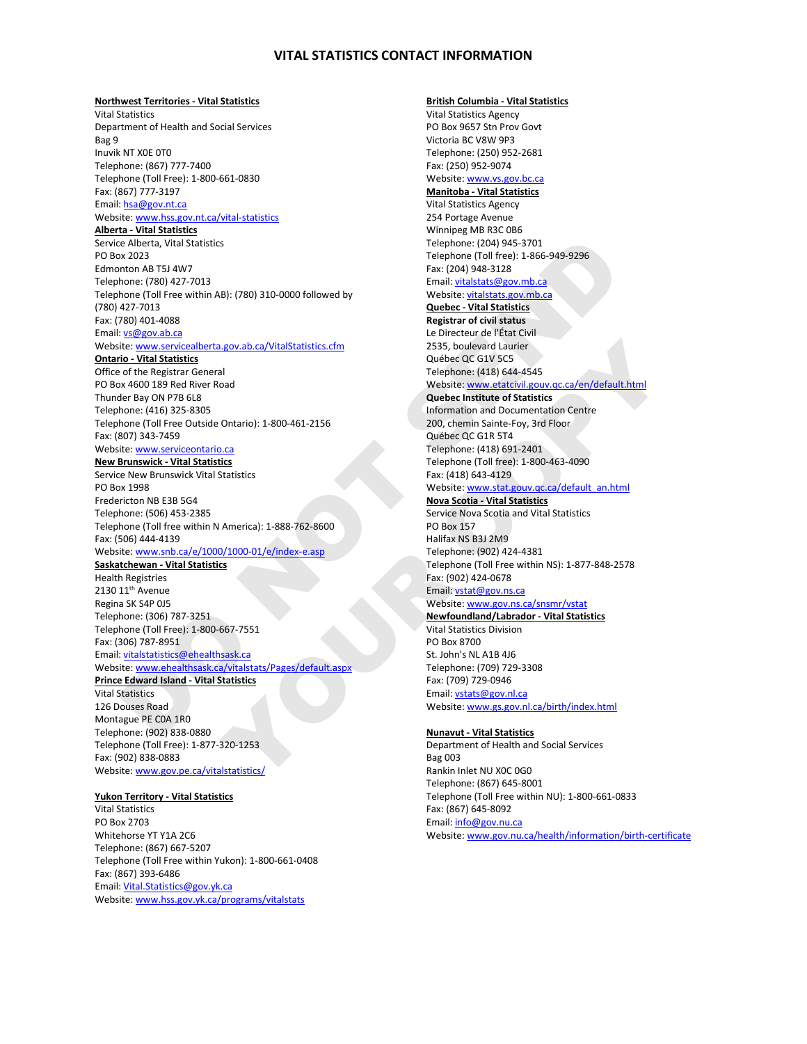# VITAL STATISTICS CONTACT INFORMATION

**Northwest Territories - Vital Statistics**
Vital Statistics
Department of Health and Social Services
Bag 9
Inuvik NT X0E 0T0
Telephone: (867) 777-7400
Telephone (Toll Free): 1-800-661-0830
Fax: (867) 777-3197
Email: hsa@gov.nt.ca
Website: www.hss.gov.nt.ca/vital-statistics

**Alberta - Vital Statistics**
Service Alberta, Vital Statistics
PO Box 2023
Edmonton AB T5J 4W7
Telephone: (780) 427-7013
Telephone (Toll Free within AB): (780) 310-0000 followed by (780) 427-7013
Fax: (780) 401-4088
Email: vs@gov.ab.ca
Website: www.servicealberta.gov.ab.ca/VitalStatistics.cfm

**Ontario - Vital Statistics**
Office of the Registrar General
PO Box 4600 189 Red River Road
Thunder Bay ON P7B 6L8
Telephone: (416) 325-8305
Telephone (Toll Free Outside Ontario): 1-800-461-2156
Fax: (807) 343-7459
Website: www.serviceontario.ca

**New Brunswick - Vital Statistics**
Service New Brunswick Vital Statistics
PO Box 1998
Fredericton NB E3B 5G4
Telephone: (506) 453-2385
Telephone (Toll free within N America): 1-888-762-8600
Fax: (506) 444-4139
Website: www.snb.ca/e/1000/1000-01/e/index-e.asp

**Saskatchewan - Vital Statistics**
Health Registries
2130 11th Avenue
Regina SK S4P 0J5
Telephone: (306) 787-3251
Telephone (Toll Free): 1-800-667-7551
Fax: (306) 787-8951
Email: vitalstatistics@ehealthsask.ca
Website: www.ehealthsask.ca/vitalstats/Pages/default.aspx

**Prince Edward Island - Vital Statistics**
Vital Statistics
126 Douses Road
Montague PE C0A 1R0
Telephone: (902) 838-0880
Telephone (Toll Free): 1-877-320-1253
Fax: (902) 838-0883
Website: www.gov.pe.ca/vitalstatistics/

**Yukon Territory - Vital Statistics**
Vital Statistics
PO Box 2703
Whitehorse YT Y1A 2C6
Telephone: (867) 667-5207
Telephone (Toll Free within Yukon): 1-800-661-0408
Fax: (867) 393-6486
Email: Vital.Statistics@gov.yk.ca
Website: www.hss.gov.yk.ca/programs/vitalstats

**British Columbia - Vital Statistics**
Vital Statistics Agency
PO Box 9657 Stn Prov Govt
Victoria BC V8W 9P3
Telephone: (250) 952-2681
Fax: (250) 952-9074
Website: www.vs.gov.bc.ca

**Manitoba - Vital Statistics**
Vital Statistics Agency
254 Portage Avenue
Winnipeg MB R3C 0B6
Telephone: (204) 945-3701
Telephone (Toll free): 1-866-949-9296
Fax: (204) 948-3128
Email: vitalstats@gov.mb.ca
Website: vitalstats.gov.mb.ca

**Quebec - Vital Statistics**
**Registrar of civil status**
Le Directeur de l'État Civil
2535, boulevard Laurier
Québec QC G1V 5C5
Telephone: (418) 644-4545
Website: www.etatcivil.gouv.qc.ca/en/default.html

**Quebec Institute of Statistics**
Information and Documentation Centre
200, chemin Sainte-Foy, 3rd Floor
Québec QC G1R 5T4
Telephone: (418) 691-2401
Telephone (Toll free): 1-800-463-4090
Fax: (418) 643-4129
Website: www.stat.gouv.qc.ca/default_an.html

**Nova Scotia - Vital Statistics**
Service Nova Scotia and Vital Statistics
PO Box 157
Halifax NS B3J 2M9
Telephone: (902) 424-4381
Telephone (Toll Free within NS): 1-877-848-2578
Fax: (902) 424-0678
Email: vstat@gov.ns.ca
Website: www.gov.ns.ca/snsmr/vstat

**Newfoundland/Labrador - Vital Statistics**
Vital Statistics Division
PO Box 8700
St. John's NL A1B 4J6
Telephone: (709) 729-3308
Fax: (709) 729-0946
Email: vstats@gov.nl.ca
Website: www.gs.gov.nl.ca/birth/index.html

**Nunavut - Vital Statistics**
Department of Health and Social Services
Bag 003
Rankin Inlet NU X0C 0G0
Telephone: (867) 645-8001
Telephone (Toll Free within NU): 1-800-661-0833
Fax: (867) 645-8092
Email: info@gov.nu.ca
Website: www.gov.nu.ca/health/information/birth-certificate